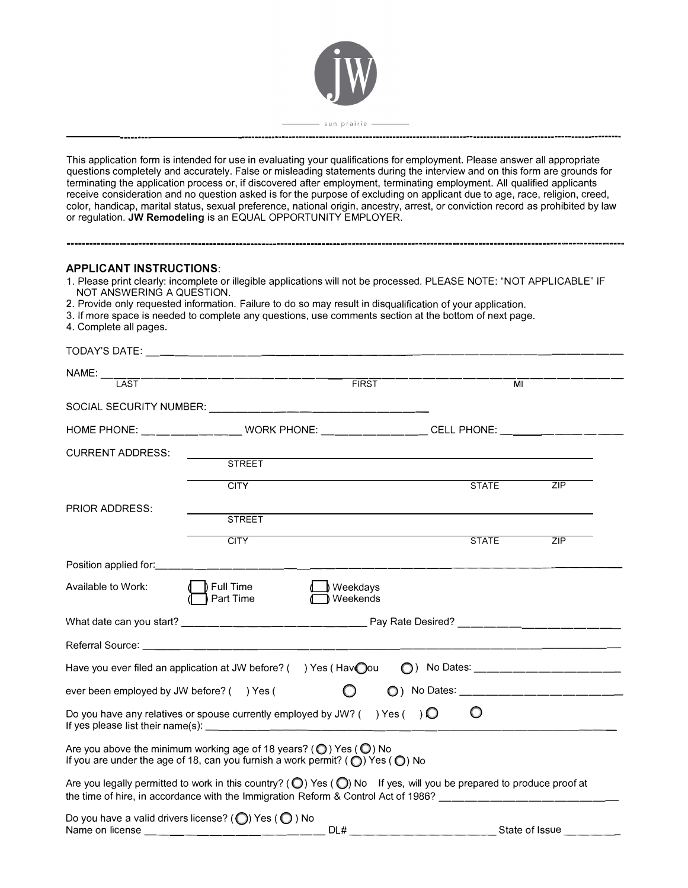jW

sun prairie

---

This application form is intended for use in evaluating your qualifications for employment. Please answer all appropriate questions completely and accurately. False or misleading statements during the interview and on this form are grounds for terminating the application process or, if discovered after employment, terminating employment. All qualified applicants receive consideration and no question asked is for the purpose of excluding on applicant due to age, race, religion, creed, color, handicap, marital status, sexual preference, national origin, ancestry, arrest, or conviction record as prohibited by law or regulation. **JW Remodeling** is an EQUAL OPPORTUNITY EMPLOYER.

---

### APPLICANT INSTRUCTIONS:

1. Please print clearly: incomplete or illegible applications will not be processed. PLEASE NOTE: "NOT APPLICABLE" IF NOT ANSWERING A QUESTION.
2. Provide only requested information. Failure to do so may result in disqualification of your application.
3. If more space is needed to complete any questions, use comments section at the bottom of next page.
4. Complete all pages.

TODAY'S DATE: ______________________________

NAME: ______________________________
LAST FIRST MI

SOCIAL SECURITY NUMBER: ______________________________

HOME PHONE: ______________ WORK PHONE: ______________ CELL PHONE: ______________

CURRENT ADDRESS: ______________________________
STREET
______________________________
CITY STATE ZIP

PRIOR ADDRESS: ______________________________
STREET
______________________________
CITY STATE ZIP

Position applied for: ______________________________

Available to Work: ( ) Full Time ( ) Weekdays
( ) Part Time ( ) Weekends

What date can you start? ______________ Pay Rate Desired? ______________

Referral Source: ______________________________

Have you ever filed an application at JW before? ( ) Yes ( ) No Dates: ______________

Have you ever been employed by JW before? ( ) Yes ( ) No Dates: ______________

Do you have any relatives or spouse currently employed by JW? ( ) Yes ( ) No
If yes please list their name(s): ______________________________

Are you above the minimum working age of 18 years? ( ) Yes ( ) No
If you are under the age of 18, can you furnish a work permit? ( ) Yes ( ) No

Are you legally permitted to work in this country? ( ) Yes ( ) No If yes, will you be prepared to produce proof at the time of hire, in accordance with the Immigration Reform & Control Act of 1986? ______________

Do you have a valid drivers license? ( ) Yes ( ) No
Name on license ______________ DL# ______________ State of Issue ________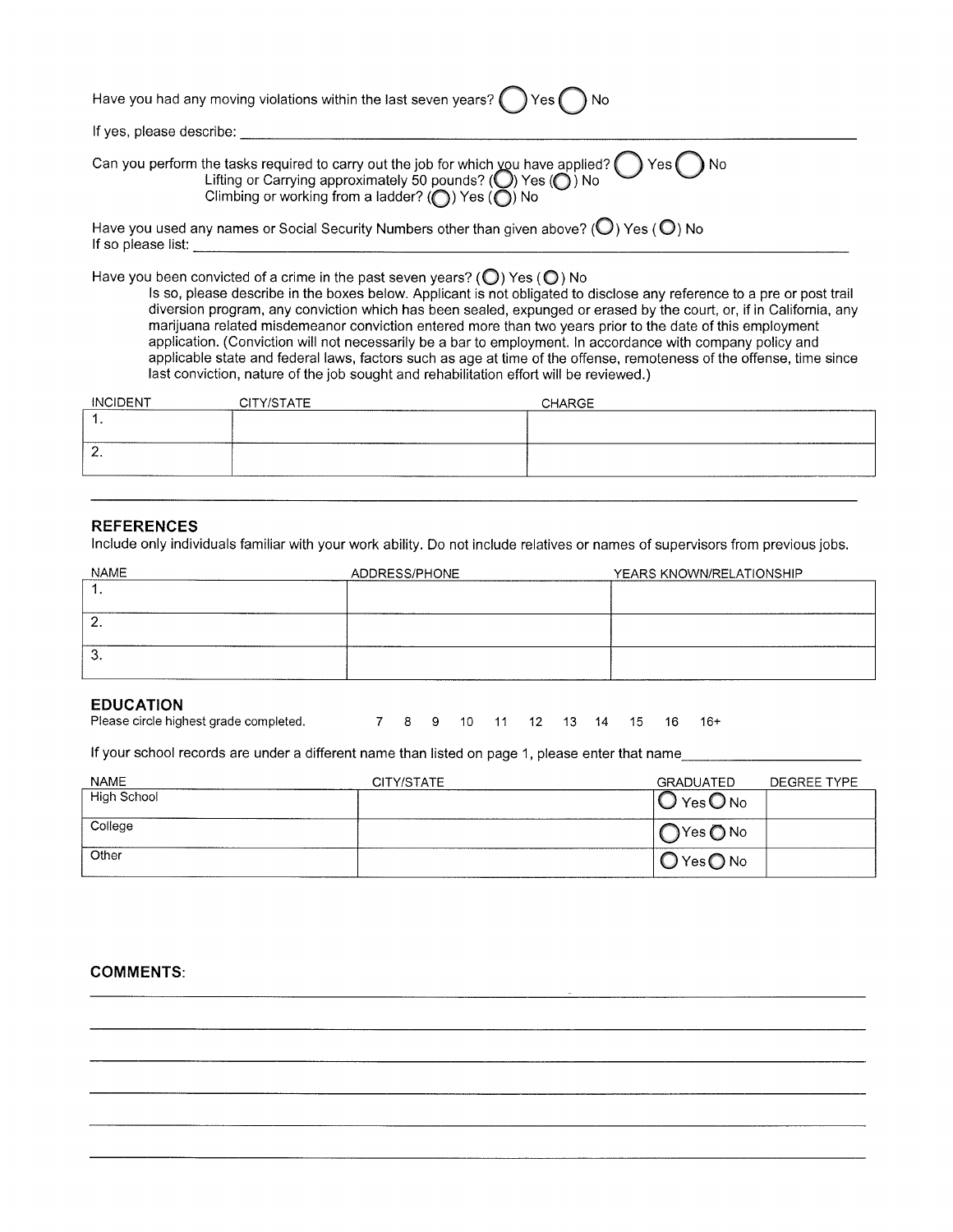Have you had any moving violations within the last seven years? ( ) Yes ( ) No

If yes, please describe: ______________________________________________

Can you perform the tasks required to carry out the job for which you have applied? ( ) Yes ( ) No
Lifting or Carrying approximately 50 pounds? ( ) Yes ( ) No
Climbing or working from a ladder? ( ) Yes ( ) No

Have you used any names or Social Security Numbers other than given above? ( ) Yes ( ) No
If so please list: ______________________________________________

Have you been convicted of a crime in the past seven years? ( ) Yes ( ) No

Is so, please describe in the boxes below. Applicant is not obligated to disclose any reference to a pre or post trail diversion program, any conviction which has been sealed, expunged or erased by the court, or, if in California, any marijuana related misdemeanor conviction entered more than two years prior to the date of this employment application. (Conviction will not necessarily be a bar to employment. In accordance with company policy and applicable state and federal laws, factors such as age at time of the offense, remoteness of the offense, time since last conviction, nature of the job sought and rehabilitation effort will be reviewed.)

| INCIDENT | CITY/STATE | CHARGE |
|---|---|---|
| 1. | | |
| 2. | | |

## REFERENCES

Include only individuals familiar with your work ability. Do not include relatives or names of supervisors from previous jobs.

| NAME | ADDRESS/PHONE | YEARS KNOWN/RELATIONSHIP |
|---|---|---|
| 1. | | |
| 2. | | |
| 3. | | |

## EDUCATION

Please circle highest grade completed. 7 8 9 10 11 12 13 14 15 16 16+

If your school records are under a different name than listed on page 1, please enter that name______________

| NAME | CITY/STATE | GRADUATED | DEGREE TYPE |
|---|---|---|---|
| High School | | ( ) Yes ( ) No | |
| College | | ( ) Yes ( ) No | |
| Other | | ( ) Yes ( ) No | |

**COMMENTS:**

______________________________________________

______________________________________________

______________________________________________

______________________________________________

______________________________________________

______________________________________________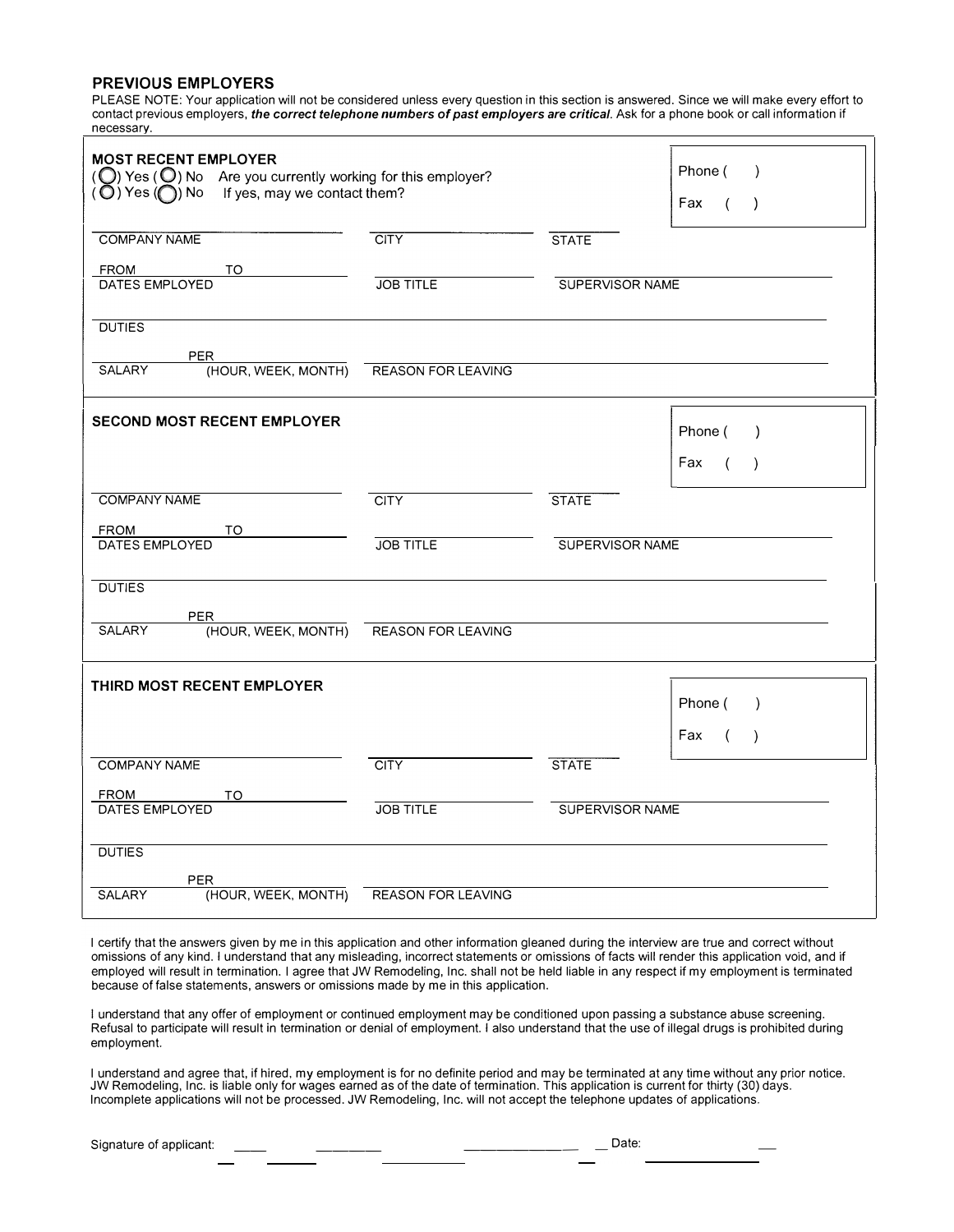## PREVIOUS EMPLOYERS

PLEASE NOTE: Your application will not be considered unless every question in this section is answered. Since we will make every effort to contact previous employers, ***the correct telephone numbers of past employers are critical***. Ask for a phone book or call information if necessary.

### MOST RECENT EMPLOYER

( ) Yes ( ) No  Are you currently working for this employer?

( ) Yes ( ) No  If yes, may we contact them?

Phone (   )

Fax (   )

COMPANY NAME ____________ CITY ____________ STATE ____________

FROM ______ TO ______ DATES EMPLOYED ____________ JOB TITLE ____________ SUPERVISOR NAME ____________

DUTIES ____________

SALARY ______ PER (HOUR, WEEK, MONTH) ______ REASON FOR LEAVING ____________

### SECOND MOST RECENT EMPLOYER

Phone (   )

Fax (   )

COMPANY NAME ____________ CITY ____________ STATE ____________

FROM ______ TO ______ DATES EMPLOYED ____________ JOB TITLE ____________ SUPERVISOR NAME ____________

DUTIES ____________

SALARY ______ PER (HOUR, WEEK, MONTH) ______ REASON FOR LEAVING ____________

### THIRD MOST RECENT EMPLOYER

Phone (   )

Fax (   )

COMPANY NAME ____________ CITY ____________ STATE ____________

FROM ______ TO ______ DATES EMPLOYED ____________ JOB TITLE ____________ SUPERVISOR NAME ____________

DUTIES ____________

SALARY ______ PER (HOUR, WEEK, MONTH) ______ REASON FOR LEAVING ____________

I certify that the answers given by me in this application and other information gleaned during the interview are true and correct without omissions of any kind. I understand that any misleading, incorrect statements or omissions of facts will render this application void, and if employed will result in termination. I agree that JW Remodeling, Inc. shall not be held liable in any respect if my employment is terminated because of false statements, answers or omissions made by me in this application.

I understand that any offer of employment or continued employment may be conditioned upon passing a substance abuse screening. Refusal to participate will result in termination or denial of employment. I also understand that the use of illegal drugs is prohibited during employment.

I understand and agree that, if hired, my employment is for no definite period and may be terminated at any time without any prior notice. JW Remodeling, Inc. is liable only for wages earned as of the date of termination. This application is current for thirty (30) days. Incomplete applications will not be processed. JW Remodeling, Inc. will not accept the telephone updates of applications.

Signature of applicant: ____________________ Date: ____________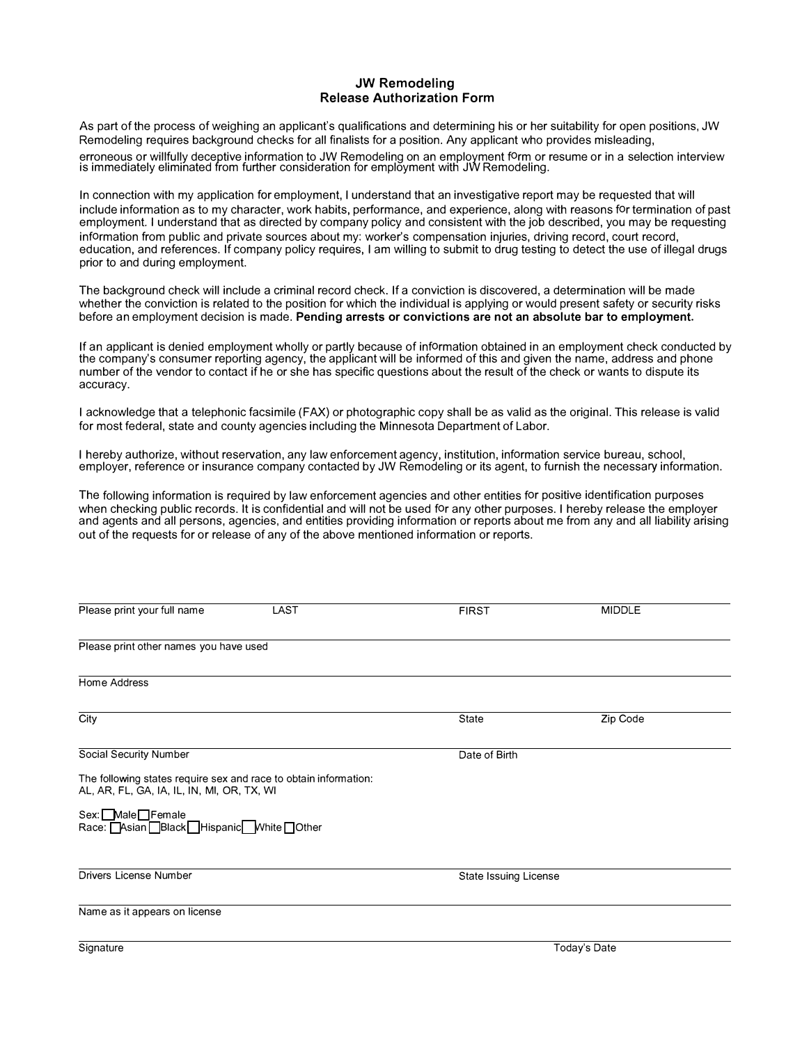# JW Remodeling
## Release Authorization Form

As part of the process of weighing an applicant's qualifications and determining his or her suitability for open positions, JW Remodeling requires background checks for all finalists for a position. Any applicant who provides misleading, erroneous or willfully deceptive information to JW Remodeling on an employment form or resume or in a selection interview is immediately eliminated from further consideration for employment with JW Remodeling.

In connection with my application for employment, I understand that an investigative report may be requested that will include information as to my character, work habits, performance, and experience, along with reasons for termination of past employment. I understand that as directed by company policy and consistent with the job described, you may be requesting information from public and private sources about my: worker's compensation injuries, driving record, court record, education, and references. If company policy requires, I am willing to submit to drug testing to detect the use of illegal drugs prior to and during employment.

The background check will include a criminal record check. If a conviction is discovered, a determination will be made whether the conviction is related to the position for which the individual is applying or would present safety or security risks before an employment decision is made. **Pending arrests or convictions are not an absolute bar to employment.**

If an applicant is denied employment wholly or partly because of information obtained in an employment check conducted by the company's consumer reporting agency, the applicant will be informed of this and given the name, address and phone number of the vendor to contact if he or she has specific questions about the result of the check or wants to dispute its accuracy.

I acknowledge that a telephonic facsimile (FAX) or photographic copy shall be as valid as the original. This release is valid for most federal, state and county agencies including the Minnesota Department of Labor.

I hereby authorize, without reservation, any law enforcement agency, institution, information service bureau, school, employer, reference or insurance company contacted by JW Remodeling or its agent, to furnish the necessary information.

The following information is required by law enforcement agencies and other entities for positive identification purposes when checking public records. It is confidential and will not be used for any other purposes. I hereby release the employer and agents and all persons, agencies, and entities providing information or reports about me from any and all liability arising out of the requests for or release of any of the above mentioned information or reports.

Please print your full name LAST FIRST MIDDLE

Please print other names you have used

Home Address

City State Zip Code

Social Security Number Date of Birth

The following states require sex and race to obtain information:
AL, AR, FL, GA, IA, IL, IN, MI, OR, TX, WI

Sex: ☐ Male ☐ Female
Race: ☐ Asian ☐ Black ☐ Hispanic ☐ White ☐ Other

Drivers License Number State Issuing License

Name as it appears on license

Signature Today's Date